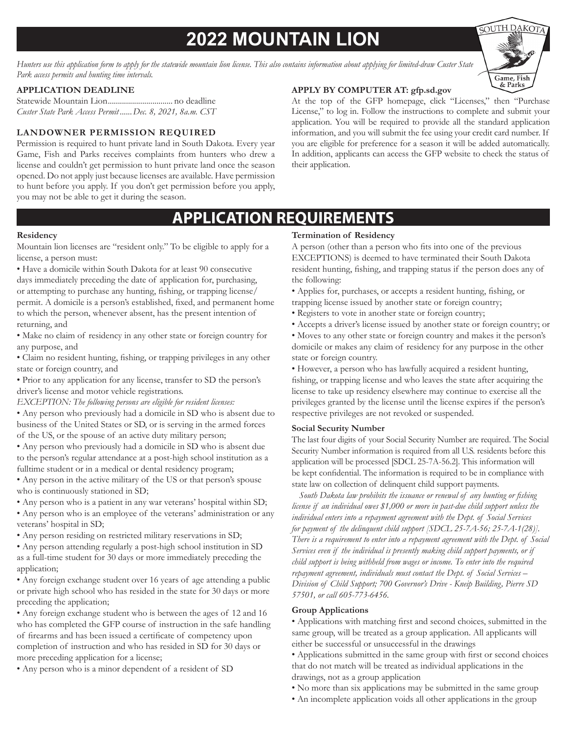# 2022 MOUNTAIN LION

*Hunters use this application form to apply for the statewide mountain lion license. This also contains information about applying for limited-draw Custer State Park access permits and hunting time intervals.*

**APPLICATION DEADLINE**

Statewide Mountain Lion................................ no deadline
*Custer State Park Access Permit......Dec. 8, 2021, 8a.m. CST*

**LANDOWNER PERMISSION REQUIRED**

Permission is required to hunt private land in South Dakota. Every year Game, Fish and Parks receives complaints from hunters who drew a license and couldn't get permission to hunt private land once the season opened. Do not apply just because licenses are available. Have permission to hunt before you apply. If you don't get permission before you apply, you may not be able to get it during the season.

**APPLY BY COMPUTER AT: gfp.sd.gov**

At the top of the GFP homepage, click "Licenses," then "Purchase License," to log in. Follow the instructions to complete and submit your application. You will be required to provide all the standard application information, and you will submit the fee using your credit card number. If you are eligible for preference for a season it will be added automatically. In addition, applicants can access the GFP website to check the status of their application.

## APPLICATION REQUIREMENTS

**Residency**

Mountain lion licenses are "resident only." To be eligible to apply for a license, a person must:

- Have a domicile within South Dakota for at least 90 consecutive days immediately preceding the date of application for, purchasing, or attempting to purchase any hunting, fishing, or trapping license/permit. A domicile is a person's established, fixed, and permanent home to which the person, whenever absent, has the present intention of returning, and
- Make no claim of residency in any other state or foreign country for any purpose, and
- Claim no resident hunting, fishing, or trapping privileges in any other state or foreign country, and
- Prior to any application for any license, transfer to SD the person's driver's license and motor vehicle registrations.

*EXCEPTION: The following persons are eligible for resident licenses:*

- Any person who previously had a domicile in SD who is absent due to business of the United States or SD, or is serving in the armed forces of the US, or the spouse of an active duty military person;
- Any person who previously had a domicile in SD who is absent due to the person's regular attendance at a post-high school institution as a fulltime student or in a medical or dental residency program;
- Any person in the active military of the US or that person's spouse who is continuously stationed in SD;
- Any person who is a patient in any war veterans' hospital within SD;
- Any person who is an employee of the veterans' administration or any veterans' hospital in SD;
- Any person residing on restricted military reservations in SD;
- Any person attending regularly a post-high school institution in SD as a full-time student for 30 days or more immediately preceding the application;
- Any foreign exchange student over 16 years of age attending a public or private high school who has resided in the state for 30 days or more preceding the application;
- Any foreign exchange student who is between the ages of 12 and 16 who has completed the GFP course of instruction in the safe handling of firearms and has been issued a certificate of competency upon completion of instruction and who has resided in SD for 30 days or more preceding application for a license;
- Any person who is a minor dependent of a resident of SD

**Termination of Residency**

A person (other than a person who fits into one of the previous EXCEPTIONS) is deemed to have terminated their South Dakota resident hunting, fishing, and trapping status if the person does any of the following:

- Applies for, purchases, or accepts a resident hunting, fishing, or trapping license issued by another state or foreign country;
- Registers to vote in another state or foreign country;
- Accepts a driver's license issued by another state or foreign country; or
- Moves to any other state or foreign country and makes it the person's domicile or makes any claim of residency for any purpose in the other state or foreign country.
- However, a person who has lawfully acquired a resident hunting, fishing, or trapping license and who leaves the state after acquiring the license to take up residency elsewhere may continue to exercise all the privileges granted by the license until the license expires if the person's respective privileges are not revoked or suspended.

**Social Security Number**

The last four digits of your Social Security Number are required. The Social Security Number information is required from all U.S. residents before this application will be processed [SDCL 25-7A-56.2]. This information will be kept confidential. The information is required to be in compliance with state law on collection of delinquent child support payments.

*South Dakota law prohibits the issuance or renewal of any hunting or fishing license if an individual owes $1,000 or more in past-due child support unless the individual enters into a repayment agreement with the Dept. of Social Services for payment of the delinquent child support [SDCL 25-7A-56; 25-7A-1(28)]. There is a requirement to enter into a repayment agreement with the Dept. of Social Services even if the individual is presently making child support payments, or if child support is being withheld from wages or income. To enter into the required repayment agreement, individuals must contact the Dept. of Social Services – Division of Child Support; 700 Governor's Drive - Kneip Building, Pierre SD 57501, or call 605-773-6456.*

**Group Applications**

- Applications with matching first and second choices, submitted in the same group, will be treated as a group application. All applicants will either be successful or unsuccessful in the drawings
- Applications submitted in the same group with first or second choices that do not match will be treated as individual applications in the drawings, not as a group application
- No more than six applications may be submitted in the same group
- An incomplete application voids all other applications in the group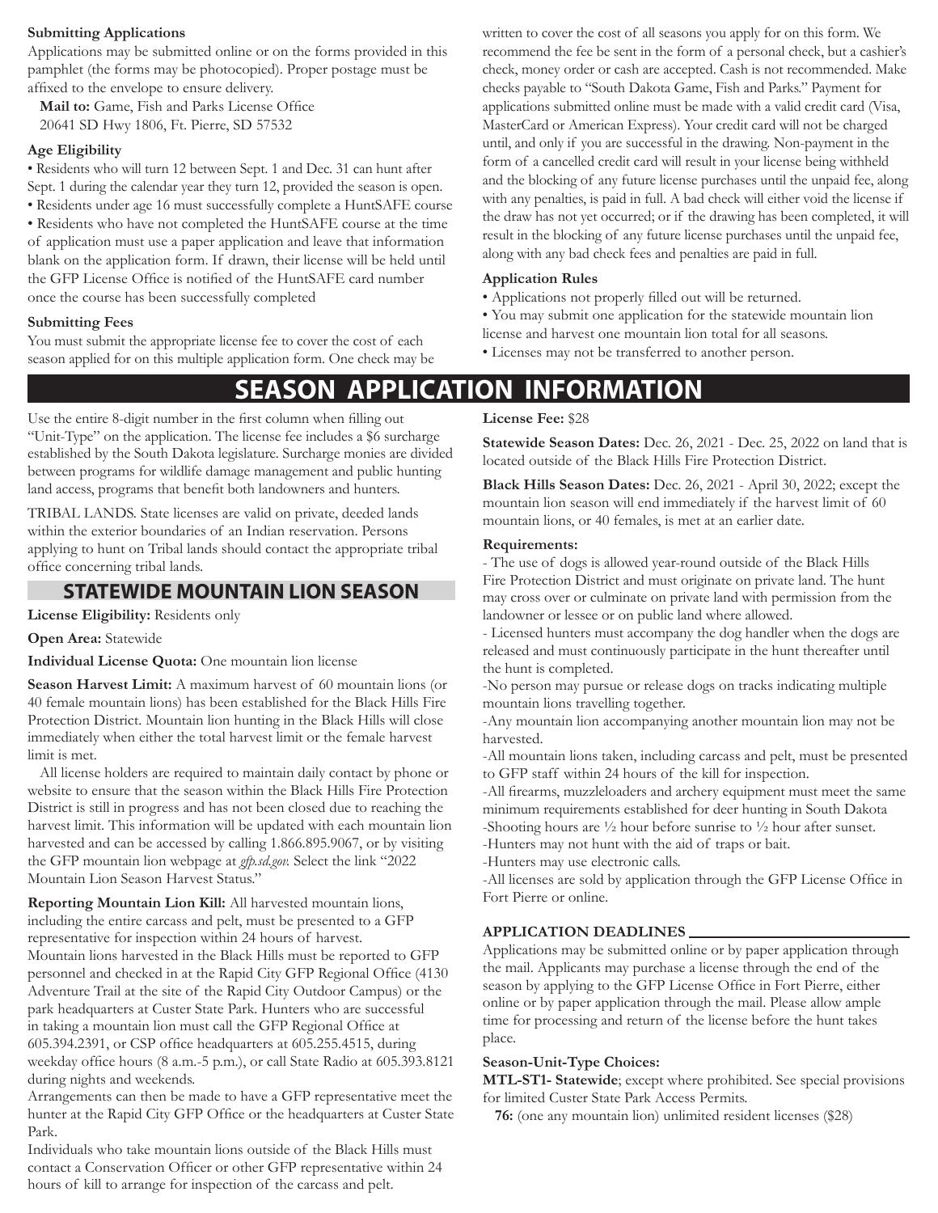### Submitting Applications

Applications may be submitted online or on the forms provided in this pamphlet (the forms may be photocopied). Proper postage must be affixed to the envelope to ensure delivery.

**Mail to:** Game, Fish and Parks License Office
20641 SD Hwy 1806, Ft. Pierre, SD 57532

### Age Eligibility

- Residents who will turn 12 between Sept. 1 and Dec. 31 can hunt after Sept. 1 during the calendar year they turn 12, provided the season is open.
- Residents under age 16 must successfully complete a HuntSAFE course
- Residents who have not completed the HuntSAFE course at the time of application must use a paper application and leave that information blank on the application form. If drawn, their license will be held until the GFP License Office is notified of the HuntSAFE card number once the course has been successfully completed

### Submitting Fees

You must submit the appropriate license fee to cover the cost of each season applied for on this multiple application form. One check may be written to cover the cost of all seasons you apply for on this form. We recommend the fee be sent in the form of a personal check, but a cashier's check, money order or cash are accepted. Cash is not recommended. Make checks payable to "South Dakota Game, Fish and Parks." Payment for applications submitted online must be made with a valid credit card (Visa, MasterCard or American Express). Your credit card will not be charged until, and only if you are successful in the drawing. Non-payment in the form of a cancelled credit card will result in your license being withheld and the blocking of any future license purchases until the unpaid fee, along with any penalties, is paid in full. A bad check will either void the license if the draw has not yet occurred; or if the drawing has been completed, it will result in the blocking of any future license purchases until the unpaid fee, along with any bad check fees and penalties are paid in full.

### Application Rules

- Applications not properly filled out will be returned.
- You may submit one application for the statewide mountain lion license and harvest one mountain lion total for all seasons.
- Licenses may not be transferred to another person.

# SEASON APPLICATION INFORMATION

Use the entire 8-digit number in the first column when filling out "Unit-Type" on the application. The license fee includes a $6 surcharge established by the South Dakota legislature. Surcharge monies are divided between programs for wildlife damage management and public hunting land access, programs that benefit both landowners and hunters.

TRIBAL LANDS. State licenses are valid on private, deeded lands within the exterior boundaries of an Indian reservation. Persons applying to hunt on Tribal lands should contact the appropriate tribal office concerning tribal lands.

## STATEWIDE MOUNTAIN LION SEASON

**License Eligibility:** Residents only

**Open Area:** Statewide

**Individual License Quota:** One mountain lion license

**Season Harvest Limit:** A maximum harvest of 60 mountain lions (or 40 female mountain lions) has been established for the Black Hills Fire Protection District. Mountain lion hunting in the Black Hills will close immediately when either the total harvest limit or the female harvest limit is met.

All license holders are required to maintain daily contact by phone or website to ensure that the season within the Black Hills Fire Protection District is still in progress and has not been closed due to reaching the harvest limit. This information will be updated with each mountain lion harvested and can be accessed by calling 1.866.895.9067, or by visiting the GFP mountain lion webpage at *gfp.sd.gov.* Select the link "2022 Mountain Lion Season Harvest Status."

**Reporting Mountain Lion Kill:** All harvested mountain lions, including the entire carcass and pelt, must be presented to a GFP representative for inspection within 24 hours of harvest. Mountain lions harvested in the Black Hills must be reported to GFP personnel and checked in at the Rapid City GFP Regional Office (4130 Adventure Trail at the site of the Rapid City Outdoor Campus) or the park headquarters at Custer State Park. Hunters who are successful in taking a mountain lion must call the GFP Regional Office at 605.394.2391, or CSP office headquarters at 605.255.4515, during weekday office hours (8 a.m.-5 p.m.), or call State Radio at 605.393.8121 during nights and weekends.

Arrangements can then be made to have a GFP representative meet the hunter at the Rapid City GFP Office or the headquarters at Custer State Park.

Individuals who take mountain lions outside of the Black Hills must contact a Conservation Officer or other GFP representative within 24 hours of kill to arrange for inspection of the carcass and pelt.

**License Fee:** $28

**Statewide Season Dates:** Dec. 26, 2021 - Dec. 25, 2022 on land that is located outside of the Black Hills Fire Protection District.

**Black Hills Season Dates:** Dec. 26, 2021 - April 30, 2022; except the mountain lion season will end immediately if the harvest limit of 60 mountain lions, or 40 females, is met at an earlier date.

**Requirements:**

- The use of dogs is allowed year-round outside of the Black Hills Fire Protection District and must originate on private land. The hunt may cross over or culminate on private land with permission from the landowner or lessee or on public land where allowed.
- Licensed hunters must accompany the dog handler when the dogs are released and must continuously participate in the hunt thereafter until the hunt is completed.
- No person may pursue or release dogs on tracks indicating multiple mountain lions travelling together.
- Any mountain lion accompanying another mountain lion may not be harvested.
- All mountain lions taken, including carcass and pelt, must be presented to GFP staff within 24 hours of the kill for inspection.
- All firearms, muzzleloaders and archery equipment must meet the same minimum requirements established for deer hunting in South Dakota
- Shooting hours are ½ hour before sunrise to ½ hour after sunset.
- Hunters may not hunt with the aid of traps or bait.
- Hunters may use electronic calls.
- All licenses are sold by application through the GFP License Office in Fort Pierre or online.

### APPLICATION DEADLINES

Applications may be submitted online or by paper application through the mail. Applicants may purchase a license through the end of the season by applying to the GFP License Office in Fort Pierre, either online or by paper application through the mail. Please allow ample time for processing and return of the license before the hunt takes place.

**Season-Unit-Type Choices:**

**MTL-ST1- Statewide**; except where prohibited. See special provisions for limited Custer State Park Access Permits.

**76:** (one any mountain lion) unlimited resident licenses ($28)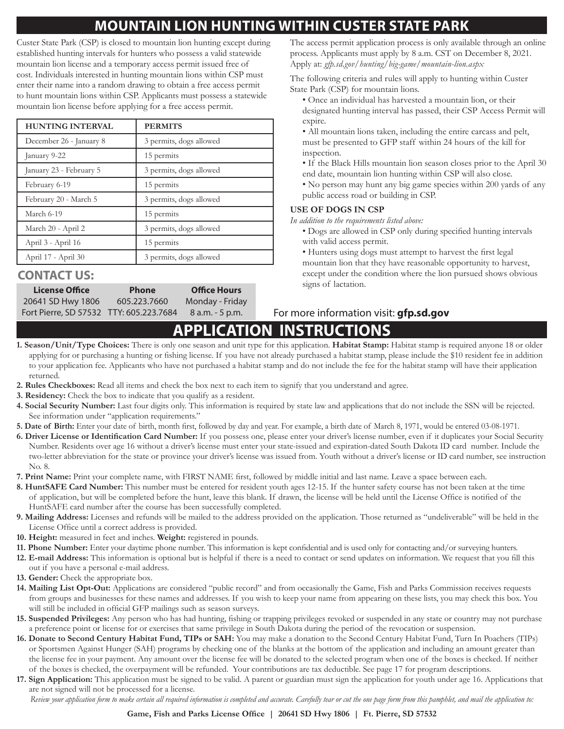# MOUNTAIN LION HUNTING WITHIN CUSTER STATE PARK

Custer State Park (CSP) is closed to mountain lion hunting except during established hunting intervals for hunters who possess a valid statewide mountain lion license and a temporary access permit issued free of cost. Individuals interested in hunting mountain lions within CSP must enter their name into a random drawing to obtain a free access permit to hunt mountain lions within CSP. Applicants must possess a statewide mountain lion license before applying for a free access permit.

| HUNTING INTERVAL | PERMITS |
|---|---|
| December 26 - January 8 | 3 permits, dogs allowed |
| January 9-22 | 15 permits |
| January 23 - February 5 | 3 permits, dogs allowed |
| February 6-19 | 15 permits |
| February 20 - March 5 | 3 permits, dogs allowed |
| March 6-19 | 15 permits |
| March 20 - April 2 | 3 permits, dogs allowed |
| April 3 - April 16 | 15 permits |
| April 17 - April 30 | 3 permits, dogs allowed |

## CONTACT US:

| License Office | Phone | Office Hours |
|---|---|---|
| 20641 SD Hwy 1806 | 605.223.7660 | Monday - Friday |
| Fort Pierre, SD 57532 | TTY: 605.223.7684 | 8 a.m. - 5 p.m. |

The access permit application process is only available through an online process. Applicants must apply by 8 a.m. CST on December 8, 2021. Apply at: *gfp.sd.gov/hunting/big-game/mountain-lion.aspx*

The following criteria and rules will apply to hunting within Custer State Park (CSP) for mountain lions.

- Once an individual has harvested a mountain lion, or their designated hunting interval has passed, their CSP Access Permit will expire.
- All mountain lions taken, including the entire carcass and pelt, must be presented to GFP staff within 24 hours of the kill for inspection.
- If the Black Hills mountain lion season closes prior to the April 30 end date, mountain lion hunting within CSP will also close.
- No person may hunt any big game species within 200 yards of any public access road or building in CSP.

### USE OF DOGS IN CSP

*In addition to the requirements listed above:*

- Dogs are allowed in CSP only during specified hunting intervals with valid access permit.
- Hunters using dogs must attempt to harvest the first legal mountain lion that they have reasonable opportunity to harvest, except under the condition where the lion pursued shows obvious signs of lactation.

For more information visit: **gfp.sd.gov**

# APPLICATION INSTRUCTIONS

1. **Season/Unit/Type Choices:** There is only one season and unit type for this application. **Habitat Stamp:** Habitat stamp is required anyone 18 or older applying for or purchasing a hunting or fishing license. If you have not already purchased a habitat stamp, please include the $10 resident fee in addition to your application fee. Applicants who have not purchased a habitat stamp and do not include the fee for the habitat stamp will have their application returned.
2. **Rules Checkboxes:** Read all items and check the box next to each item to signify that you understand and agree.
3. **Residency:** Check the box to indicate that you qualify as a resident.
4. **Social Security Number:** Last four digits only. This information is required by state law and applications that do not include the SSN will be rejected. See information under "application requirements."
5. **Date of Birth:** Enter your date of birth, month first, followed by day and year. For example, a birth date of March 8, 1971, would be entered 03-08-1971.
6. **Driver License or Identification Card Number:** If you possess one, please enter your driver's license number, even if it duplicates your Social Security Number. Residents over age 16 without a driver's license must enter your state-issued and expiration-dated South Dakota ID card number. Include the two-letter abbreviation for the state or province your driver's license was issued from. Youth without a driver's license or ID card number, see instruction No. 8.
7. **Print Name:** Print your complete name, with FIRST NAME first, followed by middle initial and last name. Leave a space between each.
8. **HuntSAFE Card Number:** This number must be entered for resident youth ages 12-15. If the hunter safety course has not been taken at the time of application, but will be completed before the hunt, leave this blank. If drawn, the license will be held until the License Office is notified of the HuntSAFE card number after the course has been successfully completed.
9. **Mailing Address:** Licenses and refunds will be mailed to the address provided on the application. Those returned as "undeliverable" will be held in the License Office until a correct address is provided.
10. **Height:** measured in feet and inches. **Weight:** registered in pounds.
11. **Phone Number:** Enter your daytime phone number. This information is kept confidential and is used only for contacting and/or surveying hunters.
12. **E-mail Address:** This information is optional but is helpful if there is a need to contact or send updates on information. We request that you fill this out if you have a personal e-mail address.
13. **Gender:** Check the appropriate box.
14. **Mailing List Opt-Out:** Applications are considered "public record" and from occasionally the Game, Fish and Parks Commission receives requests from groups and businesses for these names and addresses. If you wish to keep your name from appearing on these lists, you may check this box. You will still be included in official GFP mailings such as season surveys.
15. **Suspended Privileges:** Any person who has had hunting, fishing or trapping privileges revoked or suspended in any state or country may not purchase a preference point or license for or exercises that same privilege in South Dakota during the period of the revocation or suspension.
16. **Donate to Second Century Habitat Fund, TIPs or SAH:** You may make a donation to the Second Century Habitat Fund, Turn In Poachers (TIPs) or Sportsmen Against Hunger (SAH) programs by checking one of the blanks at the bottom of the application and including an amount greater than the license fee in your payment. Any amount over the license fee will be donated to the selected program when one of the boxes is checked. If neither of the boxes is checked, the overpayment will be refunded. Your contributions are tax deductible. See page 17 for program descriptions.
17. **Sign Application:** This application must be signed to be valid. A parent or guardian must sign the application for youth under age 16. Applications that are not signed will not be processed for a license.

*Review your application form to make certain all required information is completed and accurate. Carefully tear or cut the one page form from this pamphlet, and mail the application to:*

**Game, Fish and Parks License Office | 20641 SD Hwy 1806 | Ft. Pierre, SD 57532**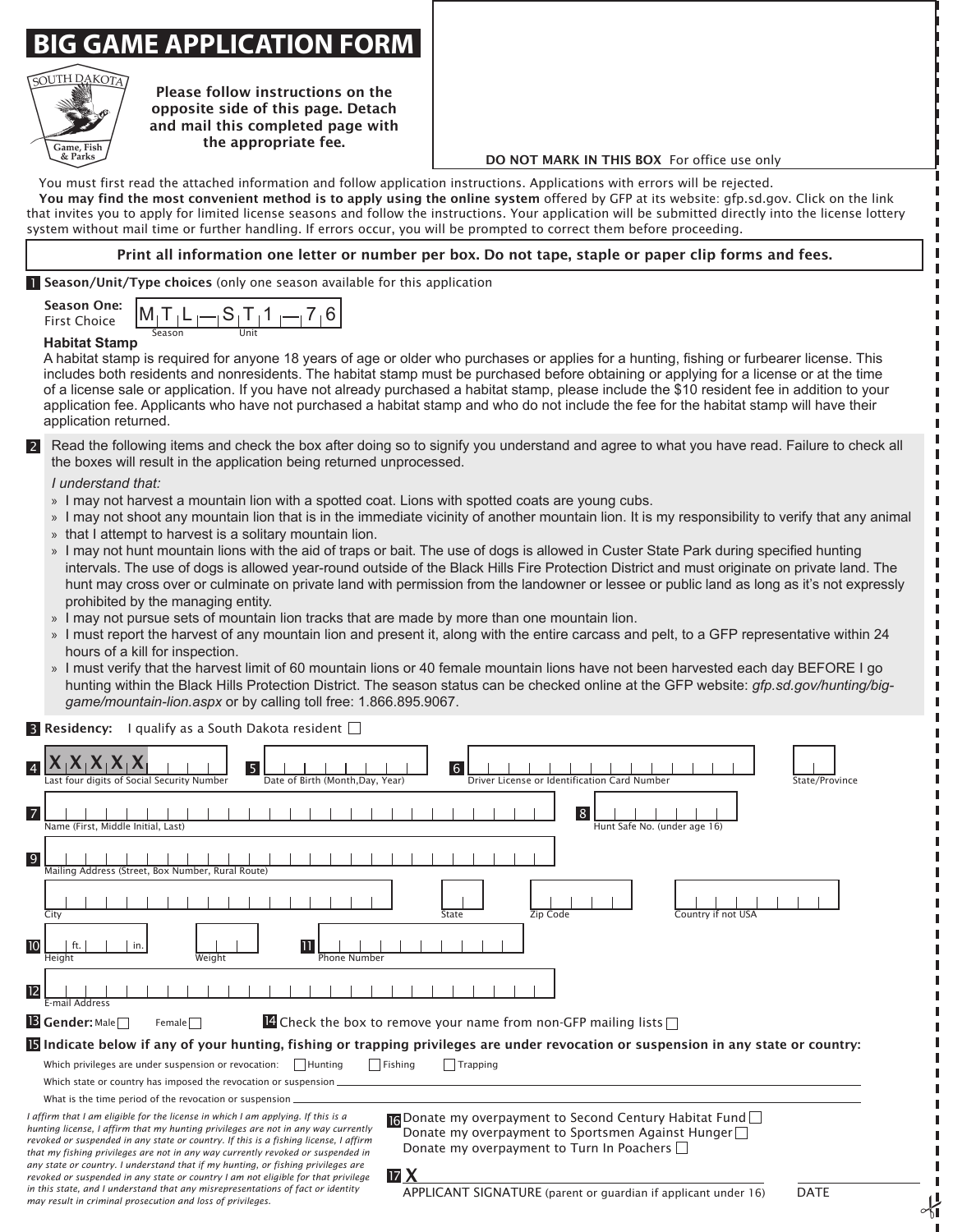# BIG GAME APPLICATION FORM

SOUTH DAKOTA Game, Fish & Parks

**Please follow instructions on the opposite side of this page. Detach and mail this completed page with the appropriate fee.**

**DO NOT MARK IN THIS BOX** For office use only

You must first read the attached information and follow application instructions. Applications with errors will be rejected.

**You may find the most convenient method is to apply using the online system** offered by GFP at its website: gfp.sd.gov. Click on the link that invites you to apply for limited license seasons and follow the instructions. Your application will be submitted directly into the license lottery system without mail time or further handling. If errors occur, you will be prompted to correct them before proceeding.

**Print all information one letter or number per box. Do not tape, staple or paper clip forms and fees.**

**1 Season/Unit/Type choices** (only one season available for this application)

**Season One:** First Choice M T L — S T 1 — 7 6

Season Unit

**Habitat Stamp**

A habitat stamp is required for anyone 18 years of age or older who purchases or applies for a hunting, fishing or furbearer license. This includes both residents and nonresidents. The habitat stamp must be purchased before obtaining or applying for a license or at the time of a license sale or application. If you have not already purchased a habitat stamp, please include the $10 resident fee in addition to your application fee. Applicants who have not purchased a habitat stamp and who do not include the fee for the habitat stamp will have their application returned.

**2** Read the following items and check the box after doing so to signify you understand and agree to what you have read. Failure to check all the boxes will result in the application being returned unprocessed.

*I understand that:*

- » I may not harvest a mountain lion with a spotted coat. Lions with spotted coats are young cubs.
- » I may not shoot any mountain lion that is in the immediate vicinity of another mountain lion. It is my responsibility to verify that any animal
- » that I attempt to harvest is a solitary mountain lion.
- » I may not hunt mountain lions with the aid of traps or bait. The use of dogs is allowed in Custer State Park during specified hunting intervals. The use of dogs is allowed year-round outside of the Black Hills Fire Protection District and must originate on private land. The hunt may cross over or culminate on private land with permission from the landowner or lessee or public land as long as it's not expressly prohibited by the managing entity.
- » I may not pursue sets of mountain lion tracks that are made by more than one mountain lion.
- » I must report the harvest of any mountain lion and present it, along with the entire carcass and pelt, to a GFP representative within 24 hours of a kill for inspection.
- » I must verify that the harvest limit of 60 mountain lions or 40 female mountain lions have not been harvested each day BEFORE I go hunting within the Black Hills Protection District. The season status can be checked online at the GFP website: *gfp.sd.gov/hunting/big-game/mountain-lion.aspx* or by calling toll free: 1.866.895.9067.

**3 Residency:** I qualify as a South Dakota resident ☐

**4** X X X X X — Last four digits of Social Security Number

**5** Date of Birth (Month,Day, Year)

**6** Driver License or Identification Card Number — State/Province

**7** Name (First, Middle Initial, Last)

**8** Hunt Safe No. (under age 16)

**9** Mailing Address (Street, Box Number, Rural Route)

City — State — Zip Code — Country if not USA

**10** Height ft. in. — Weight

**11** Phone Number

**12** E-mail Address

**13 Gender:** Male ☐ Female ☐

**14** Check the box to remove your name from non-GFP mailing lists ☐

**15 Indicate below if any of your hunting, fishing or trapping privileges are under revocation or suspension in any state or country:**

Which privileges are under suspension or revocation: ☐ Hunting ☐ Fishing ☐ Trapping

Which state or country has imposed the revocation or suspension ____________

What is the time period of the revocation or suspension ____________

*I affirm that I am eligible for the license in which I am applying. If this is a hunting license, I affirm that my hunting privileges are not in any way currently revoked or suspended in any state or country. If this is a fishing license, I affirm that my fishing privileges are not in any way currently revoked or suspended in any state or country. I understand that if my hunting, or fishing privileges are revoked or suspended in any state or country I am not eligible for that privilege in this state, and I understand that any misrepresentations of fact or identity may result in criminal prosecution and loss of privileges.*

**16** Donate my overpayment to Second Century Habitat Fund ☐
Donate my overpayment to Sportsmen Against Hunger ☐
Donate my overpayment to Turn In Poachers ☐

**17** X ____________

APPLICANT SIGNATURE (parent or guardian if applicant under 16) — DATE